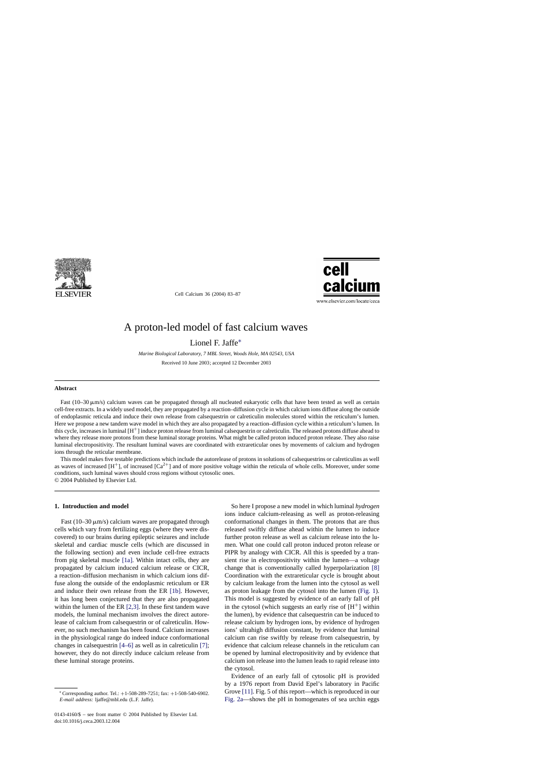# A proton-led model of fast calcium waves

Lionel F. Jaffe*

*Marine Biological Laboratory, 7 MBL Street, Woods Hole, MA 02543, USA*

Received 10 June 2003; accepted 12 December 2003

## Abstract

Fast (10–30 μm/s) calcium waves can be propagated through all nucleated eukaryotic cells that have been tested as well as certain cell-free extracts. In a widely used model, they are propagated by a reaction–diffusion cycle in which calcium ions diffuse along the outside of endoplasmic reticula and induce their own release from calsequestrin or calreticulin molecules stored within the reticulum's lumen. Here we propose a new tandem wave model in which they are also propagated by a reaction–diffusion cycle within a reticulum's lumen. In this cycle, increases in luminal [$H^+$] induce proton release from luminal calsequestrin or calreticulin. The released protons diffuse ahead to where they release more protons from these luminal storage proteins. What might be called proton induced proton release. They also raise luminal electropositivity. The resultant luminal waves are coordinated with extrareticular ones by movements of calcium and hydrogen ions through the reticular membrane.

This model makes five testable predictions which include the autorelease of protons in solutions of calsequestrins or calreticulins as well as waves of increased [$H^+$], of increased [$Ca^{2+}$] and of more positive voltage within the reticula of whole cells. Moreover, under some conditions, such luminal waves should cross regions without cytosolic ones.

© 2004 Published by Elsevier Ltd.

## 1. Introduction and model

Fast (10–30 μm/s) calcium waves are propagated through cells which vary from fertilizing eggs (where they were discovered) to our brains during epileptic seizures and include skeletal and cardiac muscle cells (which are discussed in the following section) and even include cell-free extracts from pig skeletal muscle [1a]. Within intact cells, they are propagated by calcium induced calcium release or CICR, a reaction–diffusion mechanism in which calcium ions diffuse along the outside of the endoplasmic reticulum or ER and induce their own release from the ER [1b]. However, it has long been conjectured that they are also propagated within the lumen of the ER [2,3]. In these first tandem wave models, the luminal mechanism involves the direct autorelease of calcium from calsequestrin or of calreticulin. However, no such mechanism has been found. Calcium increases in the physiological range do indeed induce conformational changes in calsequestrin [4–6] as well as in calreticulin [7]; however, they do not directly induce calcium release from these luminal storage proteins.

So here I propose a new model in which luminal *hydrogen* ions induce calcium-releasing as well as proton-releasing conformational changes in them. The protons that are thus released swiftly diffuse ahead within the lumen to induce further proton release as well as calcium release into the lumen. What one could call proton induced proton release or PIPR by analogy with CICR. All this is speeded by a transient rise in electropositivity within the lumen—a voltage change that is conventionally called hyperpolarization [8] Coordination with the extrareticular cycle is brought about by calcium leakage from the lumen into the cytosol as well as proton leakage from the cytosol into the lumen (Fig. 1). This model is suggested by evidence of an early fall of pH in the cytosol (which suggests an early rise of [$H^+$] within the lumen), by evidence that calsequestrin can be induced to release calcium by hydrogen ions, by evidence of hydrogen ions' ultrahigh diffusion constant, by evidence that luminal calcium can rise swiftly by release from calsequestrin, by evidence that calcium release channels in the reticulum can be opened by luminal electropositivity and by evidence that calcium ion release into the lumen leads to rapid release into the cytosol.

Evidence of an early fall of cytosolic pH is provided by a 1976 report from David Epel's laboratory in Pacific Grove [11]. Fig. 5 of this report—which is reproduced in our Fig. 2a—shows the pH in homogenates of sea urchin eggs

---

* Corresponding author. Tel.: +1-508-289-7251; fax: +1-508-540-6902.
*E-mail address:* ljaffe@mbl.edu (L.F. Jaffe).

0143-4160/$ – see front matter © 2004 Published by Elsevier Ltd.
doi:10.1016/j.ceca.2003.12.004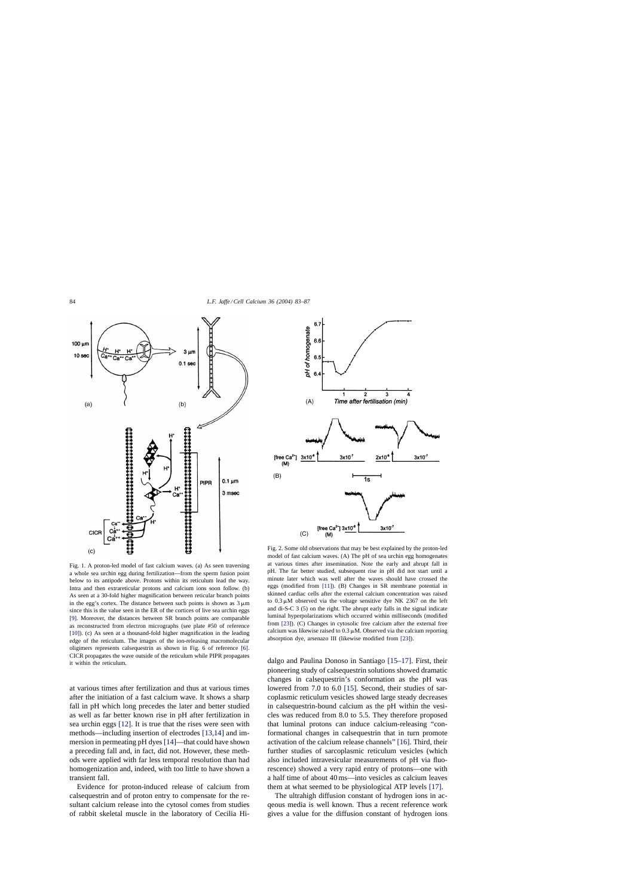Fig. 1. A proton-led model of fast calcium waves. (a) As seen traversing a whole sea urchin egg during fertilization—from the sperm fusion point below to its antipode above. Protons within its reticulum lead the way. Intra and then extrareticular protons and calcium ions soon follow. (b) As seen at a 30-fold higher magnification between reticular branch points in the egg's cortex. The distance between such points is shown as 3 μm since this is the value seen in the ER of the cortices of live sea urchin eggs [9]. Moreover, the distances between SR branch points are comparable as reconstructed from electron micrographs (see plate #50 of reference [10]). (c) As seen at a thousand-fold higher magnification in the leading edge of the reticulum. The images of the ion-releasing macromolecular oligimers represents calsequestrin as shown in Fig. 6 of reference [6]. CICR propagates the wave outside of the reticulum while PIPR propagates it within the reticulum.

Fig. 2. Some old observations that may be best explained by the proton-led model of fast calcium waves. (A) The pH of sea urchin egg homogenates at various times after insemination. Note the early and abrupt fall in pH. The far better studied, subsequent rise in pH did not start until a minute later which was well after the waves should have crossed the eggs (modified from [11]). (B) Changes in SR membrane potential in skinned cardiac cells after the external calcium concentration was raised to 0.3 μM observed via the voltage sensitive dye NK 2367 on the left and di-S-C 3 (5) on the right. The abrupt early falls in the signal indicate luminal hyperpolarizations which occurred within milliseconds (modified from [23]). (C) Changes in cytosolic free calcium after the external free calcium was likewise raised to 0.3 μM. Observed via the calcium reporting absorption dye, arsenazo III (likewise modified from [23]).

at various times after fertilization and thus at various times after the initiation of a fast calcium wave. It shows a sharp fall in pH which long precedes the later and better studied as well as far better known rise in pH after fertilization in sea urchin eggs [12]. It is true that the rises were seen with methods—including insertion of electrodes [13,14] and immersion in permeating pH dyes [14]—that could have shown a preceding fall and, in fact, did not. However, these methods were applied with far less temporal resolution than had homogenization and, indeed, with too little to have shown a transient fall.

Evidence for proton-induced release of calcium from calsequestrin and of proton entry to compensate for the resultant calcium release into the cytosol comes from studies of rabbit skeletal muscle in the laboratory of Cecilia Hidalgo and Paulina Donoso in Santiago [15–17]. First, their pioneering study of calsequestrin solutions showed dramatic changes in calsequestrin's conformation as the pH was lowered from 7.0 to 6.0 [15]. Second, their studies of sarcoplasmic reticulum vesicles showed large steady decreases in calsequestrin-bound calcium as the pH within the vesicles was reduced from 8.0 to 5.5. They therefore proposed that luminal protons can induce calcium-releasing "conformational changes in calsequestrin that in turn promote activation of the calcium release channels" [16]. Third, their further studies of sarcoplasmic reticulum vesicles (which also included intravesicular measurements of pH via fluorescence) showed a very rapid entry of protons—one with a half time of about 40 ms—into vesicles as calcium leaves them at what seemed to be physiological ATP levels [17].

The ultrahigh diffusion constant of hydrogen ions in acqeous media is well known. Thus a recent reference work gives a value for the diffusion constant of hydrogen ions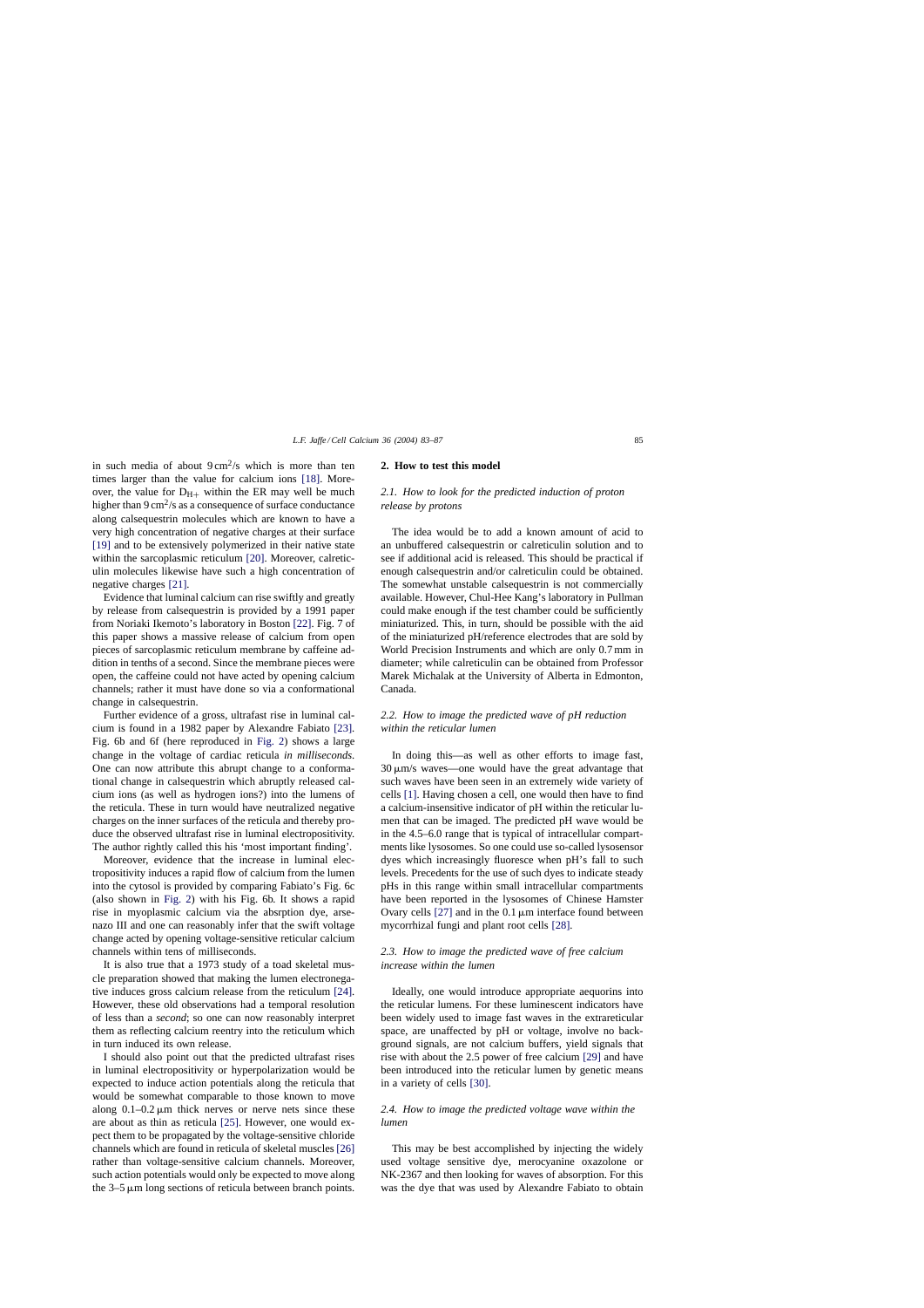in such media of about 9 $cm^2$/s which is more than ten times larger than the value for calcium ions [18]. Moreover, the value for $D_{H+}$ within the ER may well be much higher than 9 $cm^2$/s as a consequence of surface conductance along calsequestrin molecules which are known to have a very high concentration of negative charges at their surface [19] and to be extensively polymerized in their native state within the sarcoplasmic reticulum [20]. Moreover, calreticulin molecules likewise have such a high concentration of negative charges [21].

Evidence that luminal calcium can rise swiftly and greatly by release from calsequestrin is provided by a 1991 paper from Noriaki Ikemoto's laboratory in Boston [22]. Fig. 7 of this paper shows a massive release of calcium from open pieces of sarcoplasmic reticulum membrane by caffeine addition in tenths of a second. Since the membrane pieces were open, the caffeine could not have acted by opening calcium channels; rather it must have done so via a conformational change in calsequestrin.

Further evidence of a gross, ultrafast rise in luminal calcium is found in a 1982 paper by Alexandre Fabiato [23]. Fig. 6b and 6f (here reproduced in Fig. 2) shows a large change in the voltage of cardiac reticula *in milliseconds*. One can now attribute this abrupt change to a conformational change in calsequestrin which abruptly released calcium ions (as well as hydrogen ions?) into the lumens of the reticula. These in turn would have neutralized negative charges on the inner surfaces of the reticula and thereby produce the observed ultrafast rise in luminal electropositivity. The author rightly called this his 'most important finding'.

Moreover, evidence that the increase in luminal electropositivity induces a rapid flow of calcium from the lumen into the cytosol is provided by comparing Fabiato's Fig. 6c (also shown in Fig. 2) with his Fig. 6b. It shows a rapid rise in myoplasmic calcium via the absrption dye, arsenazo III and one can reasonably infer that the swift voltage change acted by opening voltage-sensitive reticular calcium channels within tens of milliseconds.

It is also true that a 1973 study of a toad skeletal muscle preparation showed that making the lumen electronegative induces gross calcium release from the reticulum [24]. However, these old observations had a temporal resolution of less than a *second*; so one can now reasonably interpret them as reflecting calcium reentry into the reticulum which in turn induced its own release.

I should also point out that the predicted ultrafast rises in luminal electropositivity or hyperpolarization would be expected to induce action potentials along the reticula that would be somewhat comparable to those known to move along 0.1–0.2 μm thick nerves or nerve nets since these are about as thin as reticula [25]. However, one would expect them to be propagated by the voltage-sensitive chloride channels which are found in reticula of skeletal muscles [26] rather than voltage-sensitive calcium channels. Moreover, such action potentials would only be expected to move along the 3–5 μm long sections of reticula between branch points.

## 2. How to test this model

### 2.1. How to look for the predicted induction of proton release by protons

The idea would be to add a known amount of acid to an unbuffered calsequestrin or calreticulin solution and to see if additional acid is released. This should be practical if enough calsequestrin and/or calreticulin could be obtained. The somewhat unstable calsequestrin is not commercially available. However, Chul-Hee Kang's laboratory in Pullman could make enough if the test chamber could be sufficiently miniaturized. This, in turn, should be possible with the aid of the miniaturized pH/reference electrodes that are sold by World Precision Instruments and which are only 0.7 mm in diameter; while calreticulin can be obtained from Professor Marek Michalak at the University of Alberta in Edmonton, Canada.

### 2.2. How to image the predicted wave of pH reduction within the reticular lumen

In doing this—as well as other efforts to image fast, 30 μm/s waves—one would have the great advantage that such waves have been seen in an extremely wide variety of cells [1]. Having chosen a cell, one would then have to find a calcium-insensitive indicator of pH within the reticular lumen that can be imaged. The predicted pH wave would be in the 4.5–6.0 range that is typical of intracellular compartments like lysosomes. So one could use so-called lysosensor dyes which increasingly fluoresce when pH's fall to such levels. Precedents for the use of such dyes to indicate steady pHs in this range within small intracellular compartments have been reported in the lysosomes of Chinese Hamster Ovary cells [27] and in the 0.1 μm interface found between mycorrhizal fungi and plant root cells [28].

### 2.3. How to image the predicted wave of free calcium increase within the lumen

Ideally, one would introduce appropriate aequorins into the reticular lumens. For these luminescent indicators have been widely used to image fast waves in the extrareticular space, are unaffected by pH or voltage, involve no background signals, are not calcium buffers, yield signals that rise with about the 2.5 power of free calcium [29] and have been introduced into the reticular lumen by genetic means in a variety of cells [30].

### 2.4. How to image the predicted voltage wave within the lumen

This may be best accomplished by injecting the widely used voltage sensitive dye, merocyanine oxazolone or NK-2367 and then looking for waves of absorption. For this was the dye that was used by Alexandre Fabiato to obtain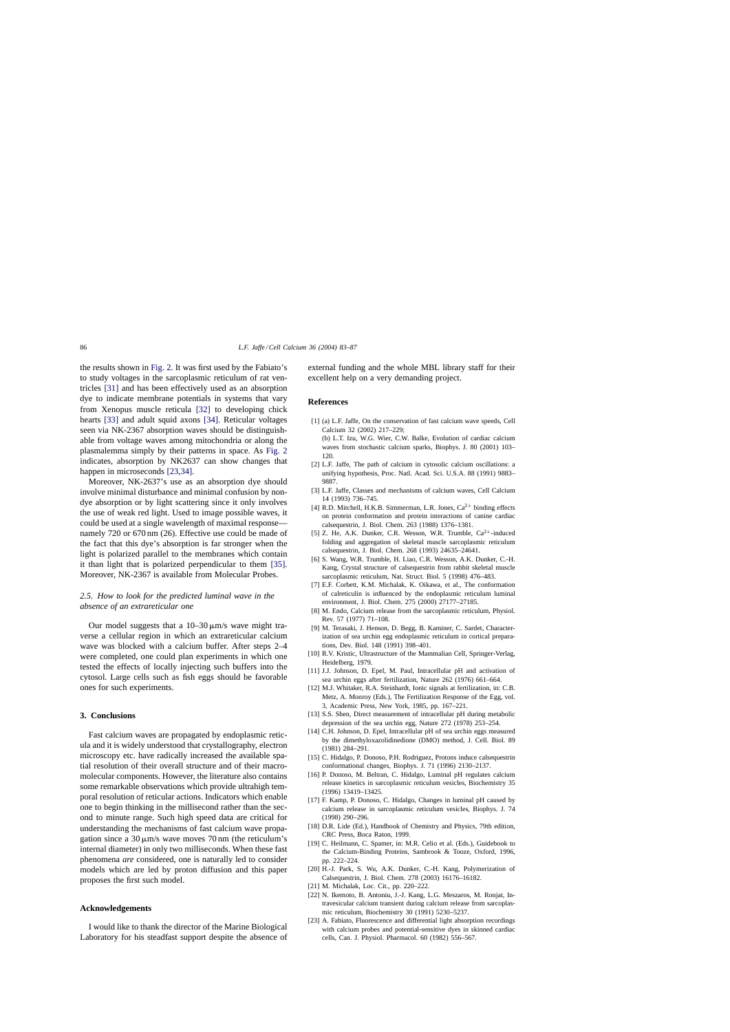the results shown in Fig. 2. It was first used by the Fabiato's to study voltages in the sarcoplasmic reticulum of rat ventricles [31] and has been effectively used as an absorption dye to indicate membrane potentials in systems that vary from Xenopus muscle reticula [32] to developing chick hearts [33] and adult squid axons [34]. Reticular voltages seen via NK-2367 absorption waves should be distinguishable from voltage waves among mitochondria or along the plasmalemma simply by their patterns in space. As Fig. 2 indicates, absorption by NK2637 can show changes that happen in microseconds [23,34].

Moreover, NK-2637's use as an absorption dye should involve minimal disturbance and minimal confusion by non-dye absorption or by light scattering since it only involves the use of weak red light. Used to image possible waves, it could be used at a single wavelength of maximal response—namely 720 or 670 nm (26). Effective use could be made of the fact that this dye's absorption is far stronger when the light is polarized parallel to the membranes which contain it than light that is polarized perpendicular to them [35]. Moreover, NK-2367 is available from Molecular Probes.

### *2.5. How to look for the predicted luminal wave in the absence of an extrareticular one*

Our model suggests that a 10–30 μm/s wave might traverse a cellular region in which an extrareticular calcium wave was blocked with a calcium buffer. After steps 2–4 were completed, one could plan experiments in which one tested the effects of locally injecting such buffers into the cytosol. Large cells such as fish eggs should be favorable ones for such experiments.

## 3. Conclusions

Fast calcium waves are propagated by endoplasmic reticula and it is widely understood that crystallography, electron microscopy etc. have radically increased the available spatial resolution of their overall structure and of their macromolecular components. However, the literature also contains some remarkable observations which provide ultrahigh temporal resolution of reticular actions. Indicators which enable one to begin thinking in the millisecond rather than the second to minute range. Such high speed data are critical for understanding the mechanisms of fast calcium wave propagation since a 30 μm/s wave moves 70 nm (the reticulum's internal diameter) in only two milliseconds. When these fast phenomena *are* considered, one is naturally led to consider models which are led by proton diffusion and this paper proposes the first such model.

## Acknowledgements

I would like to thank the director of the Marine Biological Laboratory for his steadfast support despite the absence of external funding and the whole MBL library staff for their excellent help on a very demanding project.

## References

[1] (a) L.F. Jaffe, On the conservation of fast calcium wave speeds, Cell Calcium 32 (2002) 217–229;
(b) L.T. Izu, W.G. Wier, C.W. Balke, Evolution of cardiac calcium waves from stochastic calcium sparks, Biophys. J. 80 (2001) 103–120.

[2] L.F. Jaffe, The path of calcium in cytosolic calcium oscillations: a unifying hypothesis, Proc. Natl. Acad. Sci. U.S.A. 88 (1991) 9883–9887.

[3] L.F. Jaffe, Classes and mechanisms of calcium waves, Cell Calcium 14 (1993) 736–745.

[4] R.D. Mitchell, H.K.B. Simmerman, L.R. Jones, $Ca^{2+}$ binding effects on protein conformation and protein interactions of canine cardiac calsequestrin, J. Biol. Chem. 263 (1988) 1376–1381.

[5] Z. He, A.K. Dunker, C.R. Wesson, W.R. Trumble, $Ca^{2+}$-induced folding and aggregation of skeletal muscle sarcoplasmic reticulum calsequestrin, J. Biol. Chem. 268 (1993) 24635–24641.

[6] S. Wang, W.R. Trumble, H. Liao, C.R. Wesson, A.K. Dunker, C.-H. Kang, Crystal structure of calsequestrin from rabbit skeletal muscle sarcoplasmic reticulum, Nat. Struct. Biol. 5 (1998) 476–483.

[7] E.F. Corbett, K.M. Michalak, K. Oikawa, et al., The conformation of calreticulin is influenced by the endoplasmic reticulum luminal environment, J. Biol. Chem. 275 (2000) 27177–27185.

[8] M. Endo, Calcium release from the sarcoplasmic reticulum, Physiol. Rev. 57 (1977) 71–108.

[9] M. Terasaki, J. Henson, D. Begg, B. Kaminer, C. Sardet, Characterization of sea urchin egg endoplasmic reticulum in cortical preparations, Dev. Biol. 148 (1991) 398–401.

[10] R.V. Kristic, Ultrastructure of the Mammalian Cell, Springer-Verlag, Heidelberg, 1979.

[11] J.J. Johnson, D. Epel, M. Paul, Intracellular pH and activation of sea urchin eggs after fertilization, Nature 262 (1976) 661–664.

[12] M.J. Whitaker, R.A. Steinhardt, Ionic signals at fertilization, in: C.B. Metz, A. Monroy (Eds.), The Fertilization Response of the Egg, vol. 3, Academic Press, New York, 1985, pp. 167–221.

[13] S.S. Shen, Direct measurement of intracellular pH during metabolic depression of the sea urchin egg, Nature 272 (1978) 253–254.

[14] C.H. Johnson, D. Epel, Intracellular pH of sea urchin eggs measured by the dimethyloxazolidinedione (DMO) method, J. Cell. Biol. 89 (1981) 284–291.

[15] C. Hidalgo, P. Donoso, P.H. Rodriguez, Protons induce calsequestrin conformational changes, Biophys. J. 71 (1996) 2130–2137.

[16] P. Donoso, M. Beltran, C. Hidalgo, Luminal pH regulates calcium release kinetics in sarcoplasmic reticulum vesicles, Biochemistry 35 (1996) 13419–13425.

[17] F. Kamp, P. Donoso, C. Hidalgo, Changes in luminal pH caused by calcium release in sarcoplasmic reticulum vesicles, Biophys. J. 74 (1998) 290–296.

[18] D.R. Lide (Ed.), Handbook of Chemistry and Physics, 79th edition, CRC Press, Boca Raton, 1999.

[19] C. Heilmann, C. Spamer, in: M.R. Celio et al. (Eds.), Guidebook to the Calcium-Binding Proteins, Sambrook & Tooze, Oxford, 1996, pp. 222–224.

[20] H.-J. Park, S. Wu, A.K. Dunker, C.-H. Kang, Polymerization of Calsequestrin, J. Biol. Chem. 278 (2003) 16176–16182.

[21] M. Michalak, Loc. Cit., pp. 220–222.

[22] N. Ikemoto, B. Antoniu, J.-J. Kang, L.G. Meszaros, M. Ronjat, Intravesicular calcium transient during calcium release from sarcoplasmic reticulum, Biochemistry 30 (1991) 5230–5237.

[23] A. Fabiato, Fluorescence and differential light absorption recordings with calcium probes and potential-sensitive dyes in skinned cardiac cells, Can. J. Physiol. Pharmacol. 60 (1982) 556–567.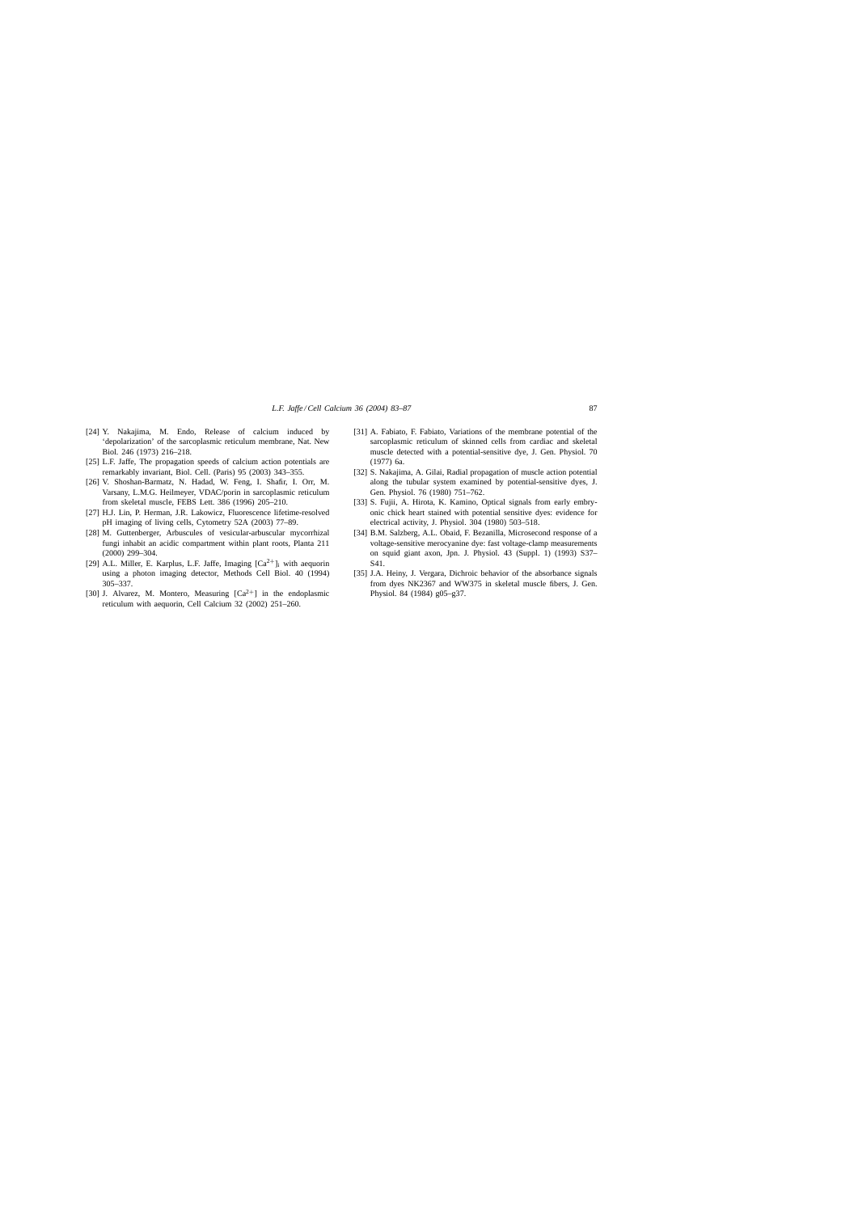[24] Y. Nakajima, M. Endo, Release of calcium induced by 'depolarization' of the sarcoplasmic reticulum membrane, Nat. New Biol. 246 (1973) 216–218.

[25] L.F. Jaffe, The propagation speeds of calcium action potentials are remarkably invariant, Biol. Cell. (Paris) 95 (2003) 343–355.

[26] V. Shoshan-Barmatz, N. Hadad, W. Feng, I. Shafir, I. Orr, M. Varsany, L.M.G. Heilmeyer, VDAC/porin in sarcoplasmic reticulum from skeletal muscle, FEBS Lett. 386 (1996) 205–210.

[27] H.J. Lin, P. Herman, J.R. Lakowicz, Fluorescence lifetime-resolved pH imaging of living cells, Cytometry 52A (2003) 77–89.

[28] M. Guttenberger, Arbuscules of vesicular-arbuscular mycorrhizal fungi inhabit an acidic compartment within plant roots, Planta 211 (2000) 299–304.

[29] A.L. Miller, E. Karplus, L.F. Jaffe, Imaging $[Ca^{2+}]_i$ with aequorin using a photon imaging detector, Methods Cell Biol. 40 (1994) 305–337.

[30] J. Alvarez, M. Montero, Measuring $[Ca^{2+}]$ in the endoplasmic reticulum with aequorin, Cell Calcium 32 (2002) 251–260.

[31] A. Fabiato, F. Fabiato, Variations of the membrane potential of the sarcoplasmic reticulum of skinned cells from cardiac and skeletal muscle detected with a potential-sensitive dye, J. Gen. Physiol. 70 (1977) 6a.

[32] S. Nakajima, A. Gilai, Radial propagation of muscle action potential along the tubular system examined by potential-sensitive dyes, J. Gen. Physiol. 76 (1980) 751–762.

[33] S. Fujii, A. Hirota, K. Kamino, Optical signals from early embryonic chick heart stained with potential sensitive dyes: evidence for electrical activity, J. Physiol. 304 (1980) 503–518.

[34] B.M. Salzberg, A.L. Obaid, F. Bezanilla, Microsecond response of a voltage-sensitive merocyanine dye: fast voltage-clamp measurements on squid giant axon, Jpn. J. Physiol. 43 (Suppl. 1) (1993) S37–S41.

[35] J.A. Heiny, J. Vergara, Dichroic behavior of the absorbance signals from dyes NK2367 and WW375 in skeletal muscle fibers, J. Gen. Physiol. 84 (1984) g05–g37.